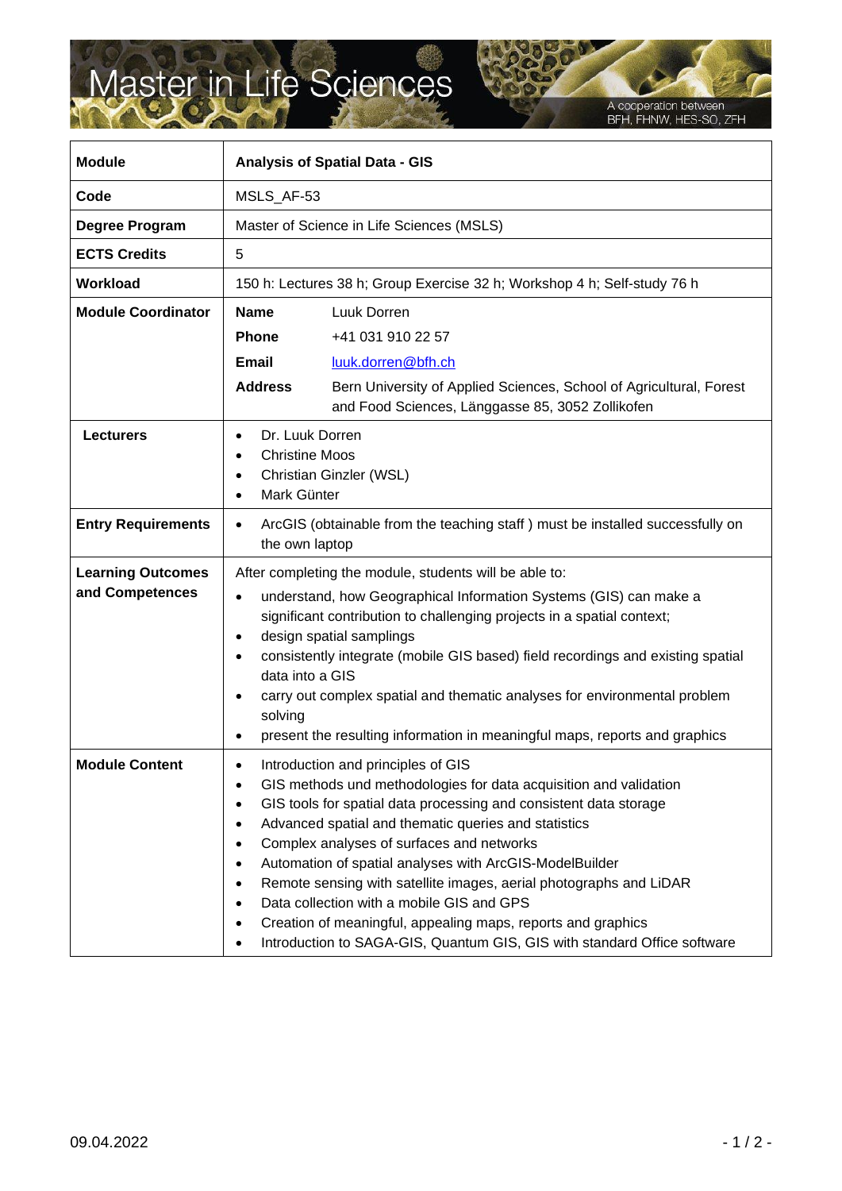# Master in Life Sciences

A cooperation between BFH, FHNW, HES-SO, ZFH

| Module | Analysis of Spatial Data - GIS |
|---|---|
| Code | MSLS_AF-53 |
| Degree Program | Master of Science in Life Sciences (MSLS) |
| ECTS Credits | 5 |
| Workload | 150 h: Lectures 38 h; Group Exercise 32 h; Workshop 4 h; Self-study 76 h |
| Module Coordinator | **Name** Luuk Dorren<br>**Phone** +41 031 910 22 57<br>**Email** luuk.dorren@bfh.ch<br>**Address** Bern University of Applied Sciences, School of Agricultural, Forest and Food Sciences, Länggasse 85, 3052 Zollikofen |
| Lecturers | • Dr. Luuk Dorren<br>• Christine Moos<br>• Christian Ginzler (WSL)<br>• Mark Günter |
| Entry Requirements | • ArcGIS (obtainable from the teaching staff ) must be installed successfully on the own laptop |
| Learning Outcomes and Competences | After completing the module, students will be able to:<br>• understand, how Geographical Information Systems (GIS) can make a significant contribution to challenging projects in a spatial context;<br>• design spatial samplings<br>• consistently integrate (mobile GIS based) field recordings and existing spatial data into a GIS<br>• carry out complex spatial and thematic analyses for environmental problem solving<br>• present the resulting information in meaningful maps, reports and graphics |
| Module Content | • Introduction and principles of GIS<br>• GIS methods und methodologies for data acquisition and validation<br>• GIS tools for spatial data processing and consistent data storage<br>• Advanced spatial and thematic queries and statistics<br>• Complex analyses of surfaces and networks<br>• Automation of spatial analyses with ArcGIS-ModelBuilder<br>• Remote sensing with satellite images, aerial photographs and LiDAR<br>• Data collection with a mobile GIS and GPS<br>• Creation of meaningful, appealing maps, reports and graphics<br>• Introduction to SAGA-GIS, Quantum GIS, GIS with standard Office software |

09.04.2022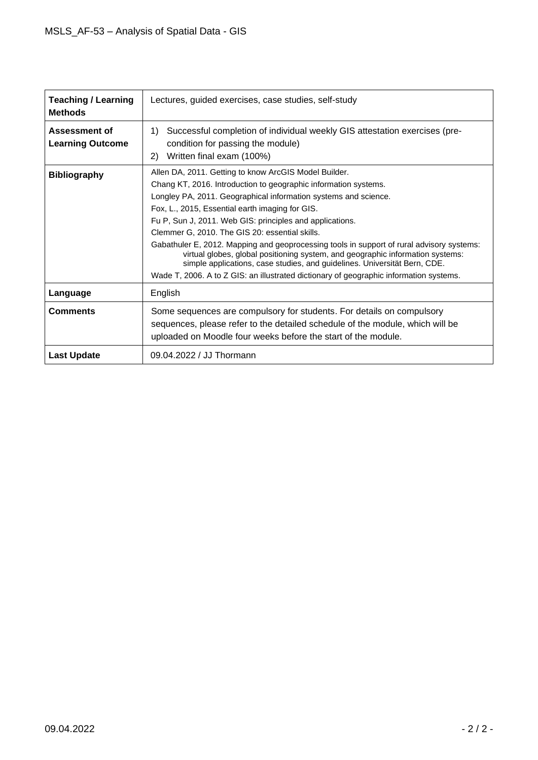| | |
|---|---|
| **Teaching / Learning Methods** | Lectures, guided exercises, case studies, self-study |
| **Assessment of Learning Outcome** | 1) Successful completion of individual weekly GIS attestation exercises (pre-condition for passing the module)<br>2) Written final exam (100%) |
| **Bibliography** | Allen DA, 2011. Getting to know ArcGIS Model Builder.<br>Chang KT, 2016. Introduction to geographic information systems.<br>Longley PA, 2011. Geographical information systems and science.<br>Fox, L., 2015, Essential earth imaging for GIS.<br>Fu P, Sun J, 2011. Web GIS: principles and applications.<br>Clemmer G, 2010. The GIS 20: essential skills.<br>Gabathuler E, 2012. Mapping and geoprocessing tools in support of rural advisory systems: virtual globes, global positioning system, and geographic information systems: simple applications, case studies, and guidelines. Universität Bern, CDE.<br>Wade T, 2006. A to Z GIS: an illustrated dictionary of geographic information systems. |
| **Language** | English |
| **Comments** | Some sequences are compulsory for students. For details on compulsory sequences, please refer to the detailed schedule of the module, which will be uploaded on Moodle four weeks before the start of the module. |
| **Last Update** | 09.04.2022 / JJ Thormann |